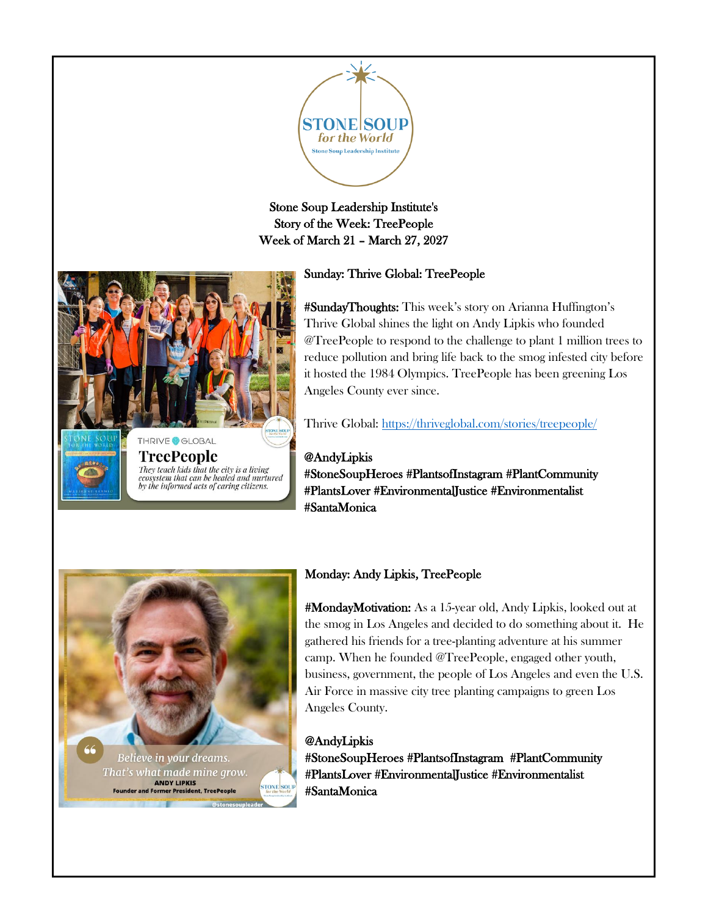Stone Soup Leadership Institute's
Story of the Week: TreePeople
Week of March 21 – March 27, 2027

## Sunday: Thrive Global: TreePeople

**#SundayThoughts:** This week's story on Arianna Huffington's Thrive Global shines the light on Andy Lipkis who founded @TreePeople to respond to the challenge to plant 1 million trees to reduce pollution and bring life back to the smog infested city before it hosted the 1984 Olympics. TreePeople has been greening Los Angeles County ever since.

Thrive Global: [https://thriveglobal.com/stories/treepeople/](https://thriveglobal.com/stories/treepeople/)

@AndyLipkis
#StoneSoupHeroes #PlantsofInstagram #PlantCommunity #PlantsLover #EnvironmentalJustice #Environmentalist #SantaMonica

## Monday: Andy Lipkis, TreePeople

**#MondayMotivation:** As a 15-year old, Andy Lipkis, looked out at the smog in Los Angeles and decided to do something about it. He gathered his friends for a tree-planting adventure at his summer camp. When he founded @TreePeople, engaged other youth, business, government, the people of Los Angeles and even the U.S. Air Force in massive city tree planting campaigns to green Los Angeles County.

@AndyLipkis
#StoneSoupHeroes #PlantsofInstagram #PlantCommunity #PlantsLover #EnvironmentalJustice #Environmentalist #SantaMonica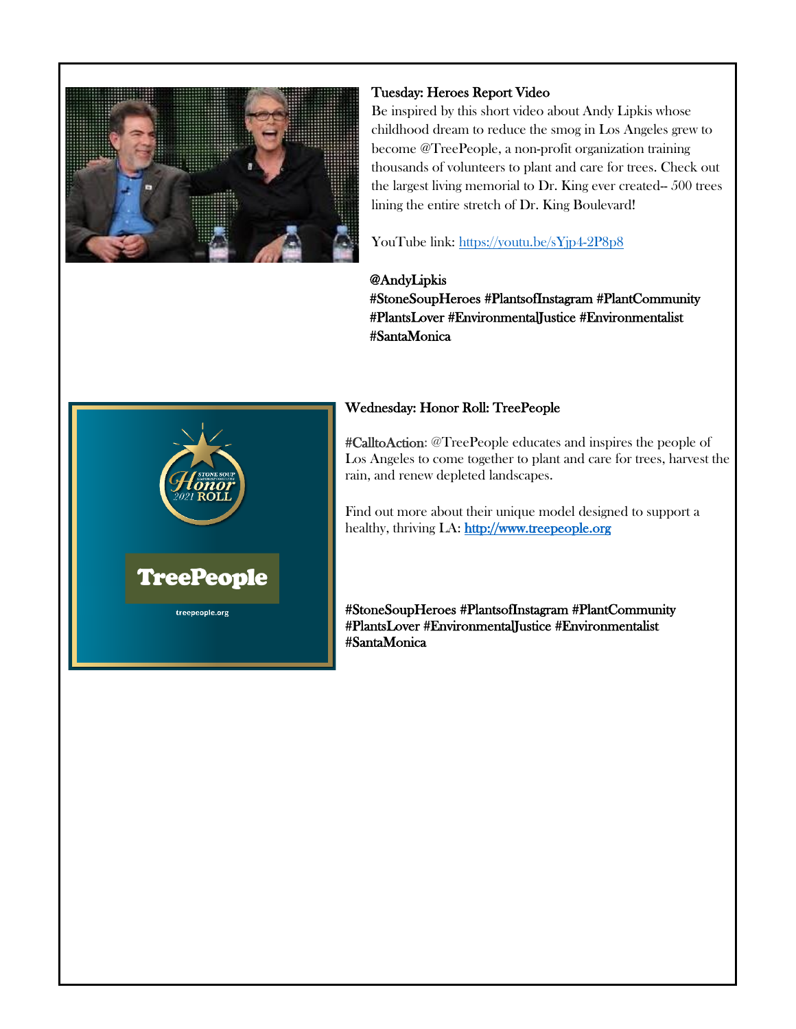**Tuesday: Heroes Report Video**

Be inspired by this short video about Andy Lipkis whose childhood dream to reduce the smog in Los Angeles grew to become @TreePeople, a non-profit organization training thousands of volunteers to plant and care for trees. Check out the largest living memorial to Dr. King ever created-- 500 trees lining the entire stretch of Dr. King Boulevard!

YouTube link: https://youtu.be/sYjp4-2P8p8

@AndyLipkis
#StoneSoupHeroes #PlantsofInstagram #PlantCommunity #PlantsLover #EnvironmentalJustice #Environmentalist #SantaMonica

**Wednesday: Honor Roll: TreePeople**

#CalltoAction: @TreePeople educates and inspires the people of Los Angeles to come together to plant and care for trees, harvest the rain, and renew depleted landscapes.

Find out more about their unique model designed to support a healthy, thriving LA: http://www.treepeople.org

#StoneSoupHeroes #PlantsofInstagram #PlantCommunity #PlantsLover #EnvironmentalJustice #Environmentalist #SantaMonica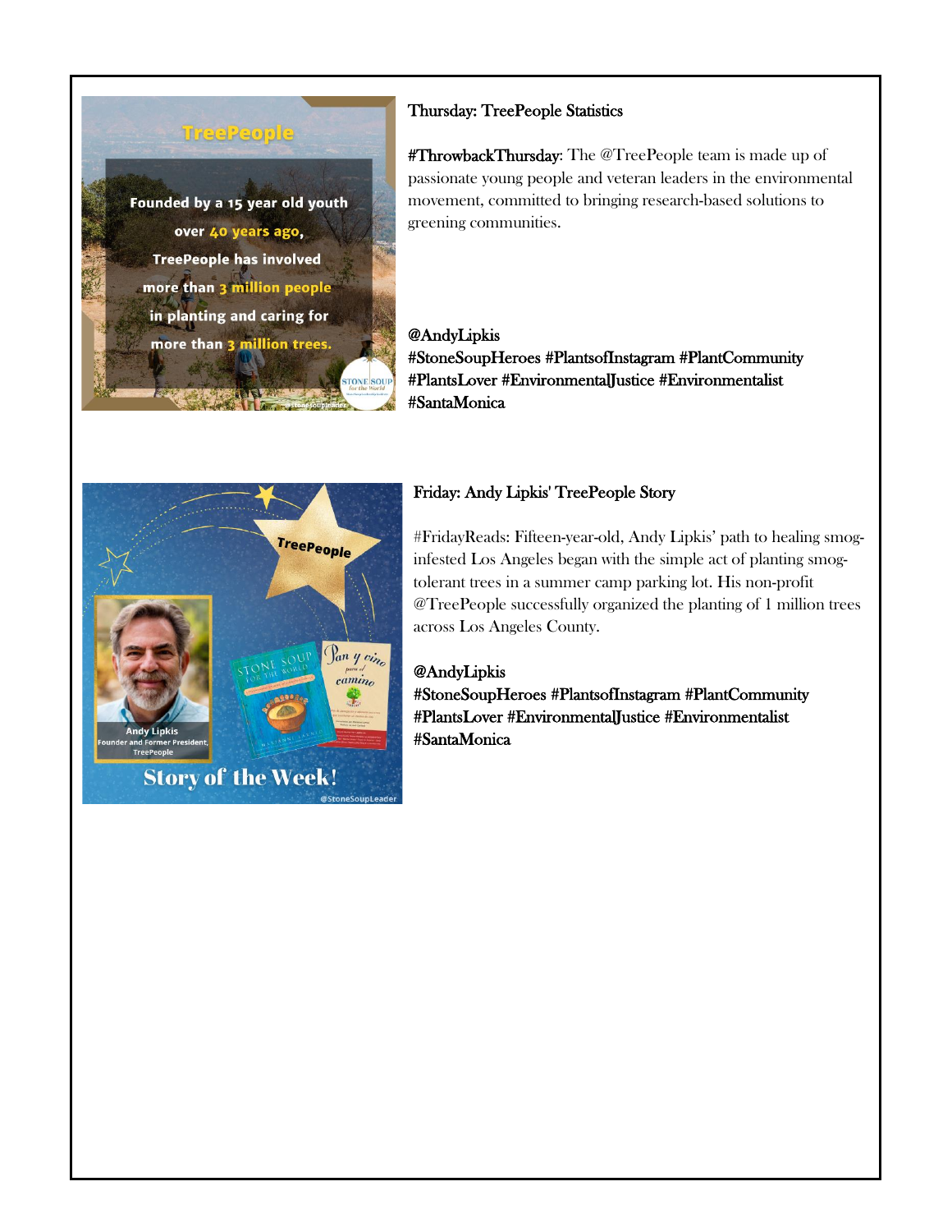Thursday: TreePeople Statistics

#ThrowbackThursday: The @TreePeople team is made up of passionate young people and veteran leaders in the environmental movement, committed to bringing research-based solutions to greening communities.

@AndyLipkis
#StoneSoupHeroes #PlantsofInstagram #PlantCommunity #PlantsLover #EnvironmentalJustice #Environmentalist #SantaMonica

Friday: Andy Lipkis' TreePeople Story

#FridayReads: Fifteen-year-old, Andy Lipkis' path to healing smog-infested Los Angeles began with the simple act of planting smog-tolerant trees in a summer camp parking lot. His non-profit @TreePeople successfully organized the planting of 1 million trees across Los Angeles County.

@AndyLipkis
#StoneSoupHeroes #PlantsofInstagram #PlantCommunity #PlantsLover #EnvironmentalJustice #Environmentalist #SantaMonica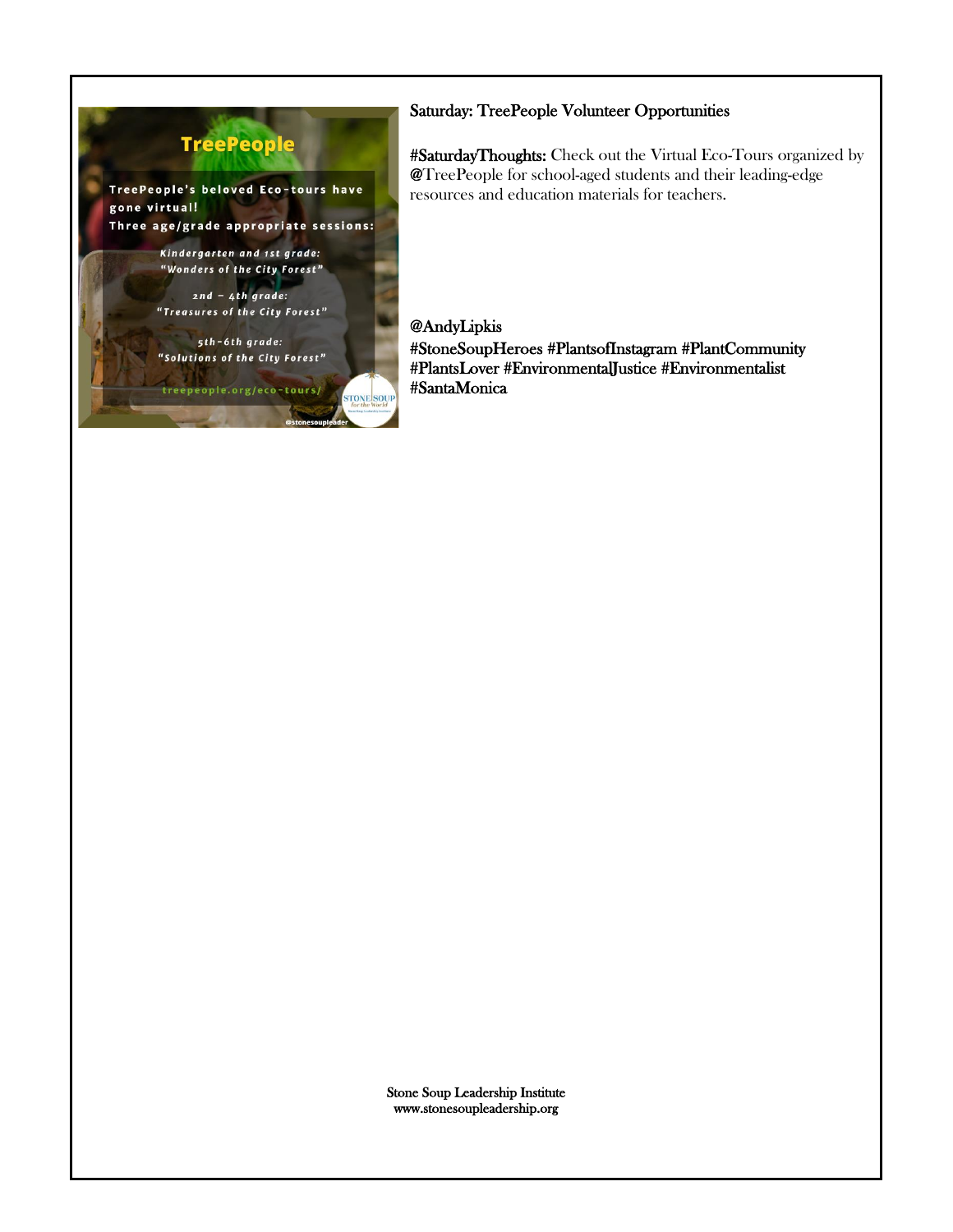TreePeople

TreePeople's beloved Eco-tours have gone virtual!
Three age/grade appropriate sessions:

Kindergarten and 1st grade:
"Wonders of the City Forest"

2nd – 4th grade:
"Treasures of the City Forest"

5th-6th grade:
"Solutions of the City Forest"

treepeople.org/eco-tours/

@stonesoupleader

**Saturday: TreePeople Volunteer Opportunities**

**#SaturdayThoughts:** Check out the Virtual Eco-Tours organized by **@**TreePeople for school-aged students and their leading-edge resources and education materials for teachers.

@AndyLipkis
#StoneSoupHeroes #PlantsofInstagram #PlantCommunity #PlantsLover #EnvironmentalJustice #Environmentalist #SantaMonica